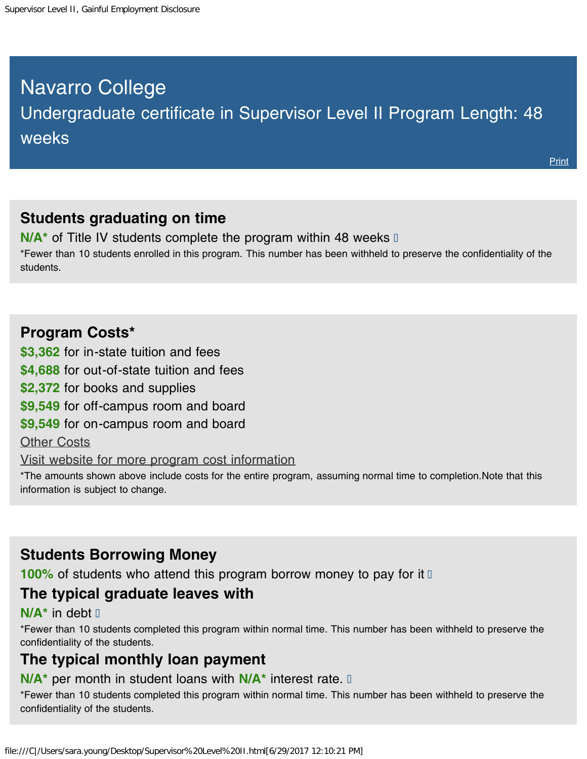# Navarro College

Undergraduate certificate in Supervisor Level II Program Length: 48 weeks

Print

## Students graduating on time

**N/A*** of Title IV students complete the program within 48 weeks

*Fewer than 10 students enrolled in this program. This number has been withheld to preserve the confidentiality of the students.

## Program Costs*

**$3,362** for in-state tuition and fees

**$4,688** for out-of-state tuition and fees

**$2,372** for books and supplies

**$9,549** for off-campus room and board

**$9,549** for on-campus room and board

Other Costs

Visit website for more program cost information

*The amounts shown above include costs for the entire program, assuming normal time to completion.Note that this information is subject to change.

## Students Borrowing Money

**100%** of students who attend this program borrow money to pay for it

## The typical graduate leaves with

**N/A*** in debt

*Fewer than 10 students completed this program within normal time. This number has been withheld to preserve the confidentiality of the students.

## The typical monthly loan payment

**N/A*** per month in student loans with **N/A*** interest rate.

*Fewer than 10 students completed this program within normal time. This number has been withheld to preserve the confidentiality of the students.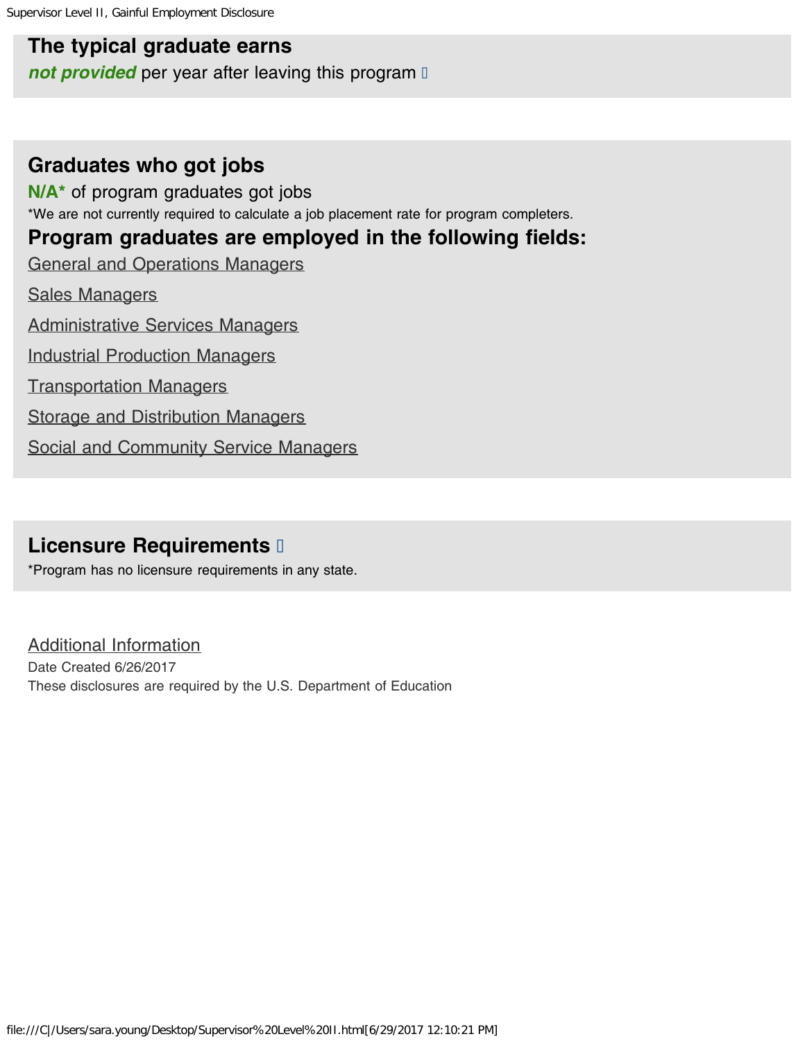## The typical graduate earns

***not provided*** per year after leaving this program

## Graduates who got jobs

**N/A*** of program graduates got jobs

*We are not currently required to calculate a job placement rate for program completers.

## Program graduates are employed in the following fields:

General and Operations Managers

Sales Managers

Administrative Services Managers

Industrial Production Managers

Transportation Managers

Storage and Distribution Managers

Social and Community Service Managers

## Licensure Requirements

*Program has no licensure requirements in any state.

Additional Information

Date Created 6/26/2017

These disclosures are required by the U.S. Department of Education